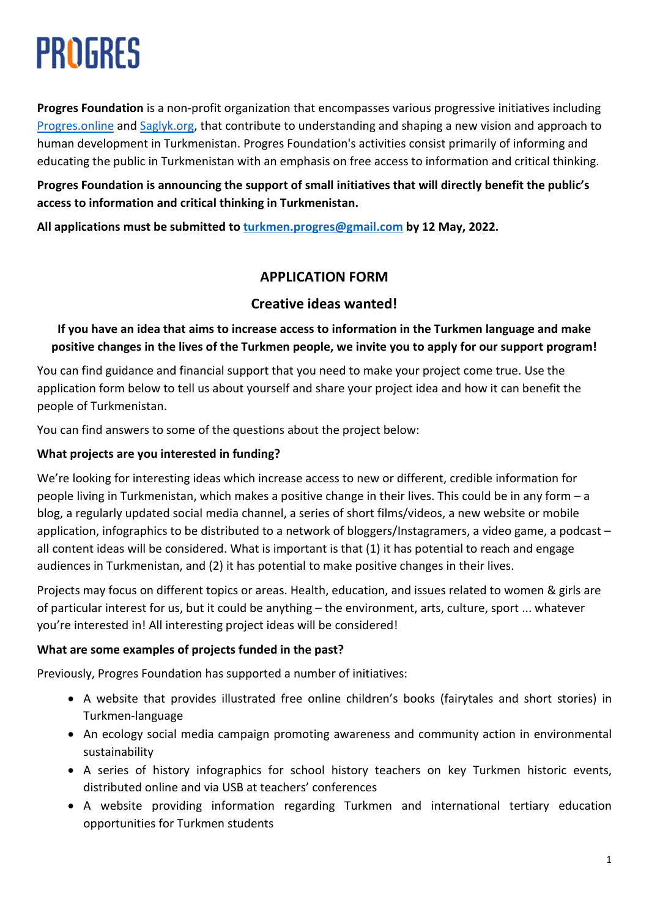# PROGRES

**Progres Foundation** is a non-profit organization that encompasses various progressive initiatives including [Progres.online](Progres.online) and [Saglyk.org](Saglyk.org), that contribute to understanding and shaping a new vision and approach to human development in Turkmenistan. Progres Foundation's activities consist primarily of informing and educating the public in Turkmenistan with an emphasis on free access to information and critical thinking.

**Progres Foundation is announcing the support of small initiatives that will directly benefit the public's access to information and critical thinking in Turkmenistan.**

**All applications must be submitted to [turkmen.progres@gmail.com](mailto:turkmen.progres@gmail.com) by 12 May, 2022.**

## APPLICATION FORM

## Creative ideas wanted!

**If you have an idea that aims to increase access to information in the Turkmen language and make positive changes in the lives of the Turkmen people, we invite you to apply for our support program!**

You can find guidance and financial support that you need to make your project come true. Use the application form below to tell us about yourself and share your project idea and how it can benefit the people of Turkmenistan.

You can find answers to some of the questions about the project below:

**What projects are you interested in funding?**

We're looking for interesting ideas which increase access to new or different, credible information for people living in Turkmenistan, which makes a positive change in their lives. This could be in any form – a blog, a regularly updated social media channel, a series of short films/videos, a new website or mobile application, infographics to be distributed to a network of bloggers/Instagramers, a video game, a podcast – all content ideas will be considered. What is important is that (1) it has potential to reach and engage audiences in Turkmenistan, and (2) it has potential to make positive changes in their lives.

Projects may focus on different topics or areas. Health, education, and issues related to women & girls are of particular interest for us, but it could be anything – the environment, arts, culture, sport ... whatever you're interested in! All interesting project ideas will be considered!

**What are some examples of projects funded in the past?**

Previously, Progres Foundation has supported a number of initiatives:

- A website that provides illustrated free online children's books (fairytales and short stories) in Turkmen-language
- An ecology social media campaign promoting awareness and community action in environmental sustainability
- A series of history infographics for school history teachers on key Turkmen historic events, distributed online and via USB at teachers' conferences
- A website providing information regarding Turkmen and international tertiary education opportunities for Turkmen students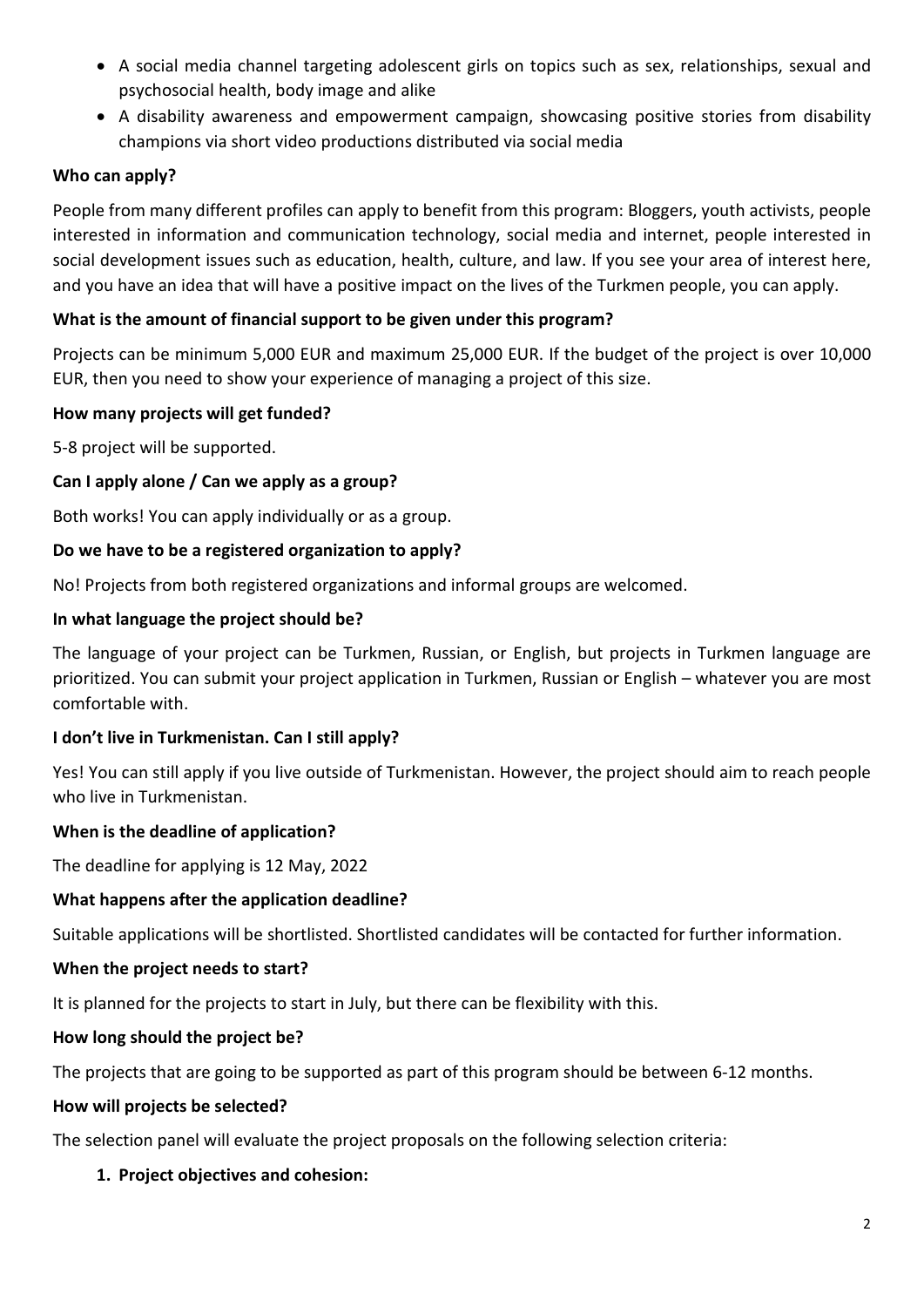- A social media channel targeting adolescent girls on topics such as sex, relationships, sexual and psychosocial health, body image and alike
- A disability awareness and empowerment campaign, showcasing positive stories from disability champions via short video productions distributed via social media

**Who can apply?**

People from many different profiles can apply to benefit from this program: Bloggers, youth activists, people interested in information and communication technology, social media and internet, people interested in social development issues such as education, health, culture, and law. If you see your area of interest here, and you have an idea that will have a positive impact on the lives of the Turkmen people, you can apply.

**What is the amount of financial support to be given under this program?**

Projects can be minimum 5,000 EUR and maximum 25,000 EUR. If the budget of the project is over 10,000 EUR, then you need to show your experience of managing a project of this size.

**How many projects will get funded?**

5-8 project will be supported.

**Can I apply alone / Can we apply as a group?**

Both works! You can apply individually or as a group.

**Do we have to be a registered organization to apply?**

No! Projects from both registered organizations and informal groups are welcomed.

**In what language the project should be?**

The language of your project can be Turkmen, Russian, or English, but projects in Turkmen language are prioritized. You can submit your project application in Turkmen, Russian or English – whatever you are most comfortable with.

**I don't live in Turkmenistan. Can I still apply?**

Yes! You can still apply if you live outside of Turkmenistan. However, the project should aim to reach people who live in Turkmenistan.

**When is the deadline of application?**

The deadline for applying is 12 May, 2022

**What happens after the application deadline?**

Suitable applications will be shortlisted. Shortlisted candidates will be contacted for further information.

**When the project needs to start?**

It is planned for the projects to start in July, but there can be flexibility with this.

**How long should the project be?**

The projects that are going to be supported as part of this program should be between 6-12 months.

**How will projects be selected?**

The selection panel will evaluate the project proposals on the following selection criteria:

1. **Project objectives and cohesion:**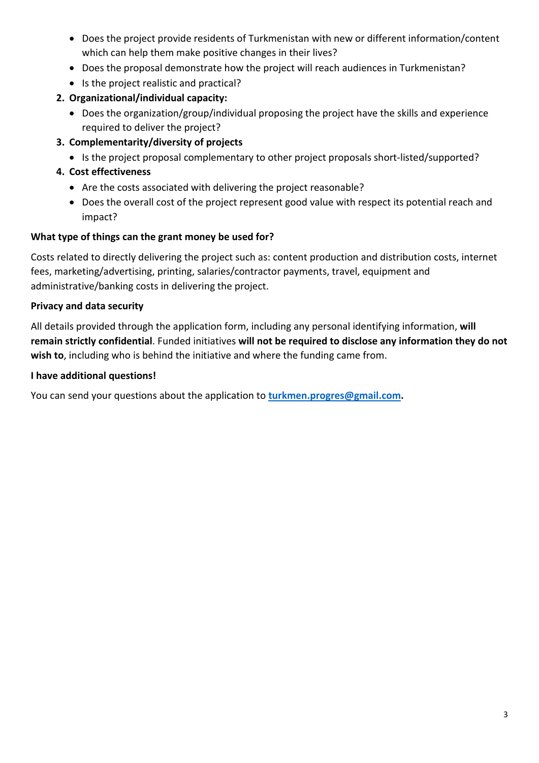- Does the project provide residents of Turkmenistan with new or different information/content which can help them make positive changes in their lives?
- Does the proposal demonstrate how the project will reach audiences in Turkmenistan?
- Is the project realistic and practical?

2. **Organizational/individual capacity:**
   - Does the organization/group/individual proposing the project have the skills and experience required to deliver the project?
3. **Complementarity/diversity of projects**
   - Is the project proposal complementary to other project proposals short-listed/supported?
4. **Cost effectiveness**
   - Are the costs associated with delivering the project reasonable?
   - Does the overall cost of the project represent good value with respect its potential reach and impact?

**What type of things can the grant money be used for?**

Costs related to directly delivering the project such as: content production and distribution costs, internet fees, marketing/advertising, printing, salaries/contractor payments, travel, equipment and administrative/banking costs in delivering the project.

**Privacy and data security**

All details provided through the application form, including any personal identifying information, **will remain strictly confidential**. Funded initiatives **will not be required to disclose any information they do not wish to**, including who is behind the initiative and where the funding came from.

**I have additional questions!**

You can send your questions about the application to **turkmen.progres@gmail.com**.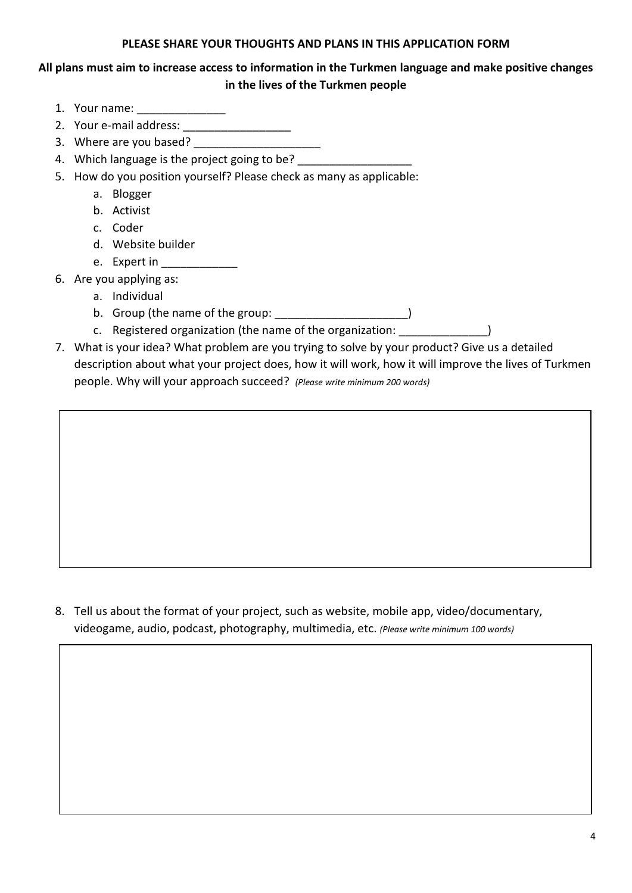**PLEASE SHARE YOUR THOUGHTS AND PLANS IN THIS APPLICATION FORM**

**All plans must aim to increase access to information in the Turkmen language and make positive changes in the lives of the Turkmen people**

1. Your name: ______________
2. Your e-mail address: _________________
3. Where are you based? ____________________
4. Which language is the project going to be? __________________
5. How do you position yourself? Please check as many as applicable:
   a. Blogger
   b. Activist
   c. Coder
   d. Website builder
   e. Expert in ____________
6. Are you applying as:
   a. Individual
   b. Group (the name of the group: _____________________)
   c. Registered organization (the name of the organization: ______________)
7. What is your idea? What problem are you trying to solve by your product? Give us a detailed description about what your project does, how it will work, how it will improve the lives of Turkmen people. Why will your approach succeed? *(Please write minimum 200 words)*

8. Tell us about the format of your project, such as website, mobile app, video/documentary, videogame, audio, podcast, photography, multimedia, etc. *(Please write minimum 100 words)*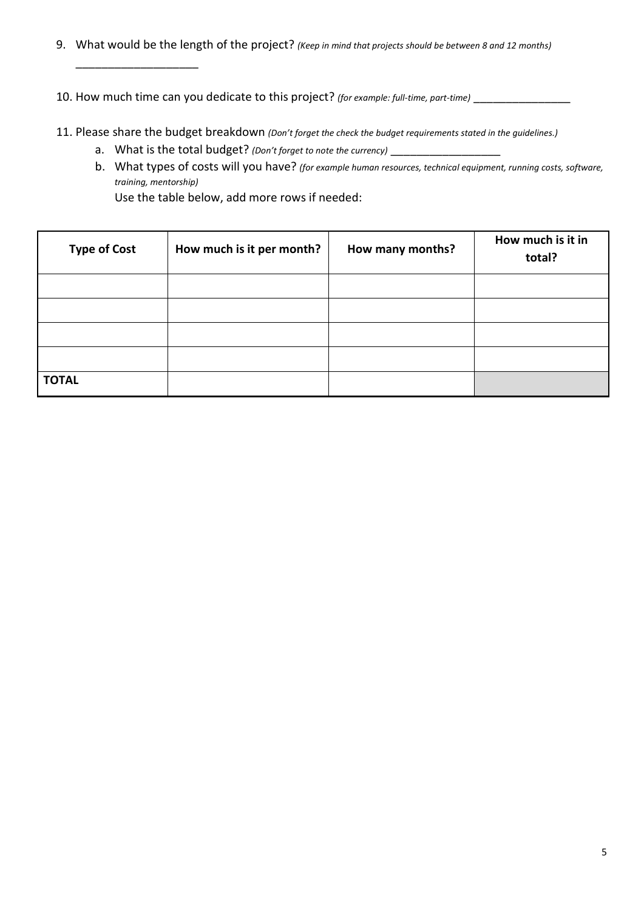9. What would be the length of the project? *(Keep in mind that projects should be between 8 and 12 months)*

   ___________________

10. How much time can you dedicate to this project? *(for example: full-time, part-time)* ________________

11. Please share the budget breakdown *(Don't forget the check the budget requirements stated in the guidelines.)*
    a. What is the total budget? *(Don't forget to note the currency)* __________________
    b. What types of costs will you have? *(for example human resources, technical equipment, running costs, software, training, mentorship)*
       Use the table below, add more rows if needed:

| **Type of Cost** | **How much is it per month?** | **How many months?** | **How much is it in total?** |
|---|---|---|---|
| | | | |
| | | | |
| | | | |
| | | | |
| **TOTAL** | | | |